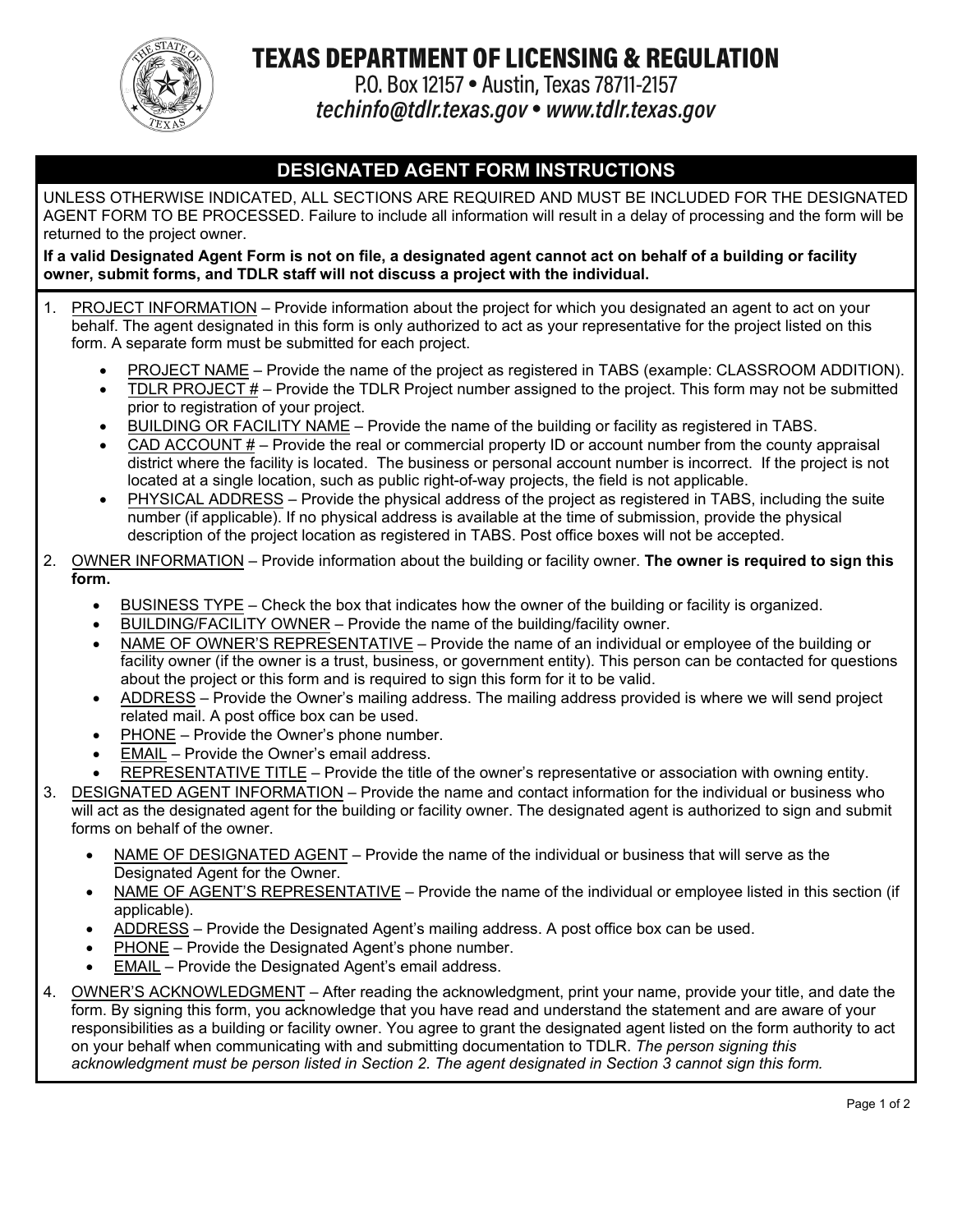# TEXAS DEPARTMENT OF LICENSING & REGULATION

P.O. Box 12157 • Austin, Texas 78711-2157
*techinfo@tdlr.texas.gov • www.tdlr.texas.gov*

## DESIGNATED AGENT FORM INSTRUCTIONS

UNLESS OTHERWISE INDICATED, ALL SECTIONS ARE REQUIRED AND MUST BE INCLUDED FOR THE DESIGNATED AGENT FORM TO BE PROCESSED. Failure to include all information will result in a delay of processing and the form will be returned to the project owner.

**If a valid Designated Agent Form is not on file, a designated agent cannot act on behalf of a building or facility owner, submit forms, and TDLR staff will not discuss a project with the individual.**

1. PROJECT INFORMATION – Provide information about the project for which you designated an agent to act on your behalf. The agent designated in this form is only authorized to act as your representative for the project listed on this form. A separate form must be submitted for each project.
   - PROJECT NAME – Provide the name of the project as registered in TABS (example: CLASSROOM ADDITION).
   - TDLR PROJECT # – Provide the TDLR Project number assigned to the project. This form may not be submitted prior to registration of your project.
   - BUILDING OR FACILITY NAME – Provide the name of the building or facility as registered in TABS.
   - CAD ACCOUNT # – Provide the real or commercial property ID or account number from the county appraisal district where the facility is located. The business or personal account number is incorrect. If the project is not located at a single location, such as public right-of-way projects, the field is not applicable.
   - PHYSICAL ADDRESS – Provide the physical address of the project as registered in TABS, including the suite number (if applicable). If no physical address is available at the time of submission, provide the physical description of the project location as registered in TABS. Post office boxes will not be accepted.
2. OWNER INFORMATION – Provide information about the building or facility owner. **The owner is required to sign this form.**
   - BUSINESS TYPE – Check the box that indicates how the owner of the building or facility is organized.
   - BUILDING/FACILITY OWNER – Provide the name of the building/facility owner.
   - NAME OF OWNER'S REPRESENTATIVE – Provide the name of an individual or employee of the building or facility owner (if the owner is a trust, business, or government entity). This person can be contacted for questions about the project or this form and is required to sign this form for it to be valid.
   - ADDRESS – Provide the Owner's mailing address. The mailing address provided is where we will send project related mail. A post office box can be used.
   - PHONE – Provide the Owner's phone number.
   - EMAIL – Provide the Owner's email address.
   - REPRESENTATIVE TITLE – Provide the title of the owner's representative or association with owning entity.
3. DESIGNATED AGENT INFORMATION – Provide the name and contact information for the individual or business who will act as the designated agent for the building or facility owner. The designated agent is authorized to sign and submit forms on behalf of the owner.
   - NAME OF DESIGNATED AGENT – Provide the name of the individual or business that will serve as the Designated Agent for the Owner.
   - NAME OF AGENT'S REPRESENTATIVE – Provide the name of the individual or employee listed in this section (if applicable).
   - ADDRESS – Provide the Designated Agent's mailing address. A post office box can be used.
   - PHONE – Provide the Designated Agent's phone number.
   - EMAIL – Provide the Designated Agent's email address.
4. OWNER'S ACKNOWLEDGMENT – After reading the acknowledgment, print your name, provide your title, and date the form. By signing this form, you acknowledge that you have read and understand the statement and are aware of your responsibilities as a building or facility owner. You agree to grant the designated agent listed on the form authority to act on your behalf when communicating with and submitting documentation to TDLR. *The person signing this acknowledgment must be person listed in Section 2. The agent designated in Section 3 cannot sign this form.*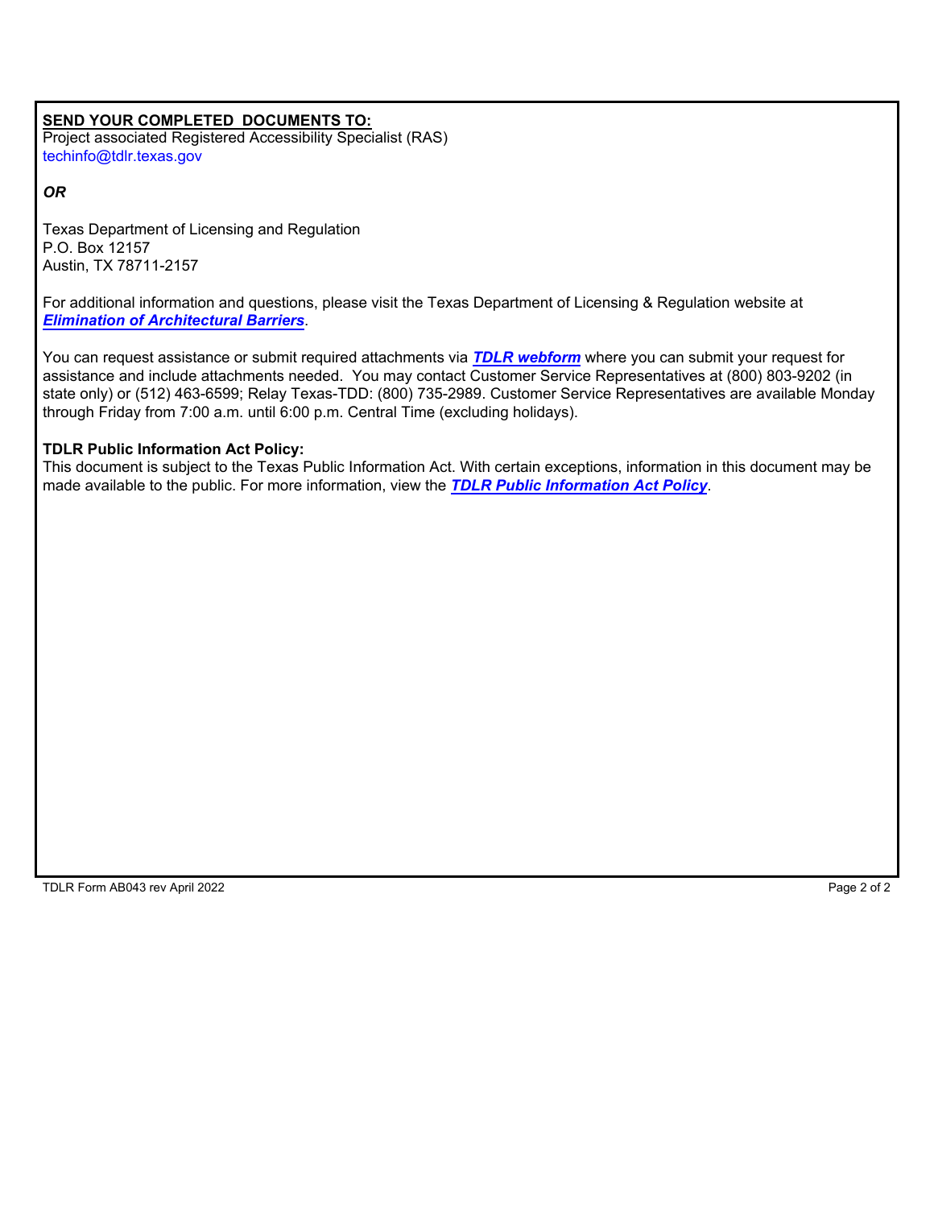**SEND YOUR COMPLETED DOCUMENTS TO:**
Project associated Registered Accessibility Specialist (RAS)
techinfo@tdlr.texas.gov

***OR***

Texas Department of Licensing and Regulation
P.O. Box 12157
Austin, TX 78711-2157

For additional information and questions, please visit the Texas Department of Licensing & Regulation website at ***Elimination of Architectural Barriers***.

You can request assistance or submit required attachments via ***TDLR webform*** where you can submit your request for assistance and include attachments needed. You may contact Customer Service Representatives at (800) 803-9202 (in state only) or (512) 463-6599; Relay Texas-TDD: (800) 735-2989. Customer Service Representatives are available Monday through Friday from 7:00 a.m. until 6:00 p.m. Central Time (excluding holidays).

**TDLR Public Information Act Policy:**
This document is subject to the Texas Public Information Act. With certain exceptions, information in this document may be made available to the public. For more information, view the ***TDLR Public Information Act Policy***.

TDLR Form AB043 rev April 2022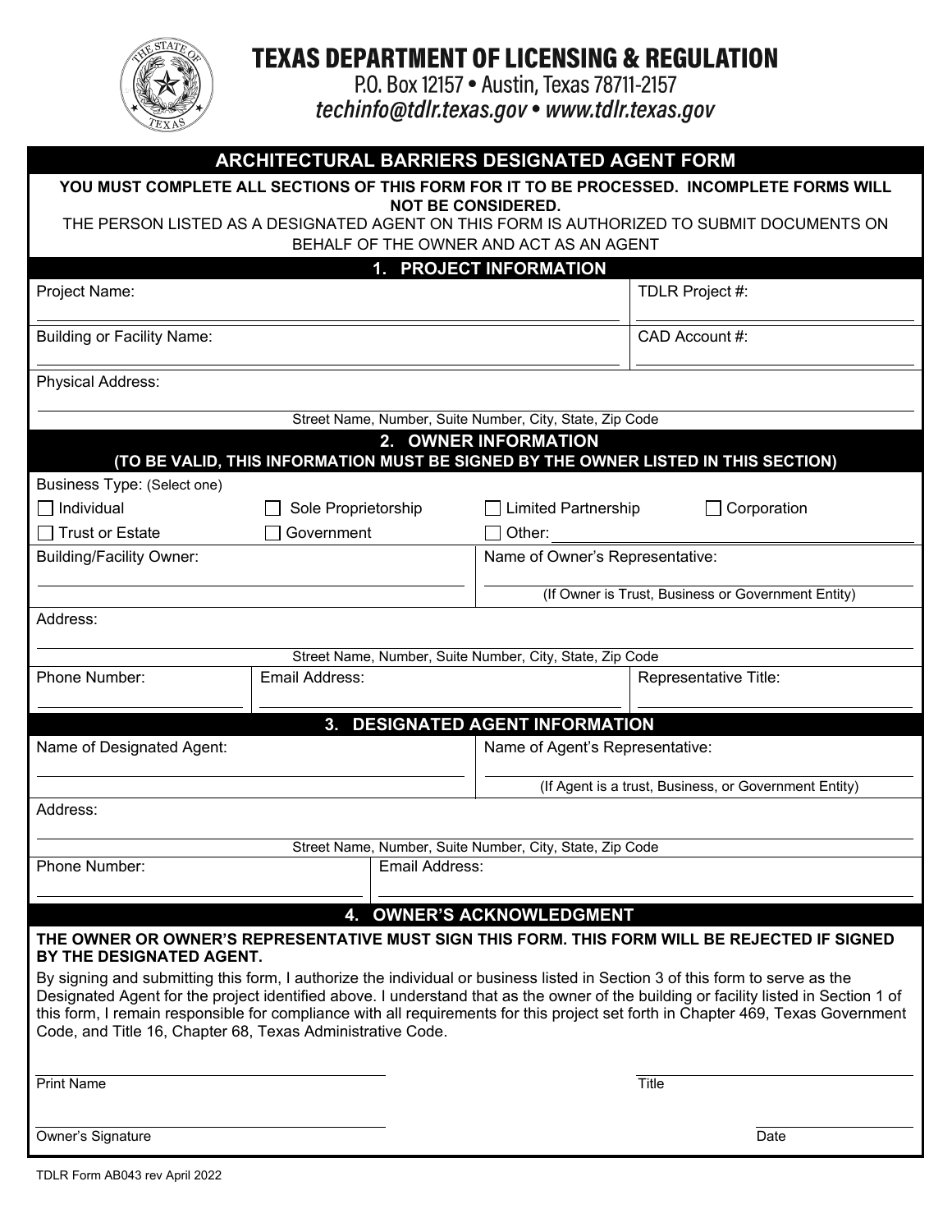# TEXAS DEPARTMENT OF LICENSING & REGULATION

P.O. Box 12157 • Austin, Texas 78711-2157

*techinfo@tdlr.texas.gov • www.tdlr.texas.gov*

## ARCHITECTURAL BARRIERS DESIGNATED AGENT FORM

**YOU MUST COMPLETE ALL SECTIONS OF THIS FORM FOR IT TO BE PROCESSED. INCOMPLETE FORMS WILL NOT BE CONSIDERED.**

THE PERSON LISTED AS A DESIGNATED AGENT ON THIS FORM IS AUTHORIZED TO SUBMIT DOCUMENTS ON BEHALF OF THE OWNER AND ACT AS AN AGENT

### 1. PROJECT INFORMATION

Project Name: ______________________ TDLR Project #: ______________

Building or Facility Name: ______________________ CAD Account #: ______________

Physical Address: ______________________

Street Name, Number, Suite Number, City, State, Zip Code

### 2. OWNER INFORMATION
### (TO BE VALID, THIS INFORMATION MUST BE SIGNED BY THE OWNER LISTED IN THIS SECTION)

Business Type: (Select one)

- ☐ Individual
- ☐ Sole Proprietorship
- ☐ Limited Partnership
- ☐ Corporation
- ☐ Trust or Estate
- ☐ Government
- ☐ Other: ______________

Building/Facility Owner: ______________________

Name of Owner's Representative: ______________________
(If Owner is Trust, Business or Government Entity)

Address: ______________________

Street Name, Number, Suite Number, City, State, Zip Code

Phone Number: ______________ Email Address: ______________ Representative Title: ______________

### 3. DESIGNATED AGENT INFORMATION

Name of Designated Agent: ______________________

Name of Agent's Representative: ______________________
(If Agent is a trust, Business, or Government Entity)

Address: ______________________

Street Name, Number, Suite Number, City, State, Zip Code

Phone Number: ______________ Email Address: ______________

### 4. OWNER'S ACKNOWLEDGMENT

**THE OWNER OR OWNER'S REPRESENTATIVE MUST SIGN THIS FORM. THIS FORM WILL BE REJECTED IF SIGNED BY THE DESIGNATED AGENT.**

By signing and submitting this form, I authorize the individual or business listed in Section 3 of this form to serve as the Designated Agent for the project identified above. I understand that as the owner of the building or facility listed in Section 1 of this form, I remain responsible for compliance with all requirements for this project set forth in Chapter 469, Texas Government Code, and Title 16, Chapter 68, Texas Administrative Code.

______________________ ______________________
Print Name Title

______________________ ______________________
Owner's Signature Date

TDLR Form AB043 rev April 2022